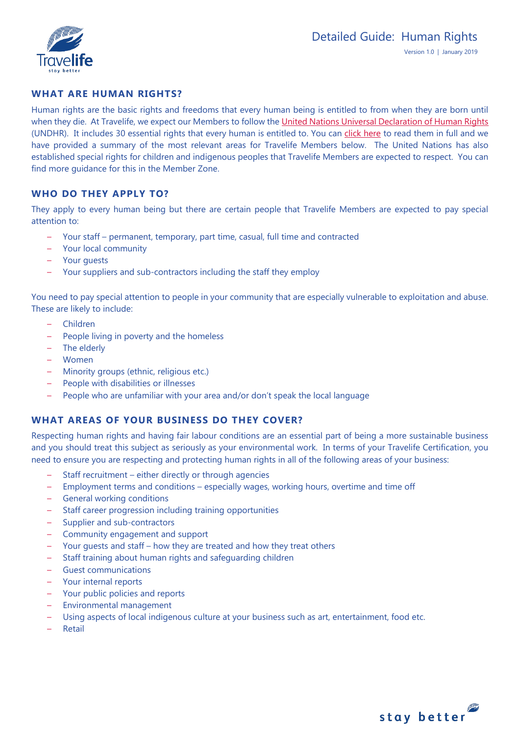# Detailed Guide: Human Rights

Version 1.0 | January 2019

## WHAT ARE HUMAN RIGHTS?

Human rights are the basic rights and freedoms that every human being is entitled to from when they are born until when they die. At Travelife, we expect our Members to follow the United Nations Universal Declaration of Human Rights (UNDHR). It includes 30 essential rights that every human is entitled to. You can click here to read them in full and we have provided a summary of the most relevant areas for Travelife Members below. The United Nations has also established special rights for children and indigenous peoples that Travelife Members are expected to respect. You can find more guidance for this in the Member Zone.

## WHO DO THEY APPLY TO?

They apply to every human being but there are certain people that Travelife Members are expected to pay special attention to:

- Your staff – permanent, temporary, part time, casual, full time and contracted
- Your local community
- Your guests
- Your suppliers and sub-contractors including the staff they employ

You need to pay special attention to people in your community that are especially vulnerable to exploitation and abuse. These are likely to include:

- Children
- People living in poverty and the homeless
- The elderly
- Women
- Minority groups (ethnic, religious etc.)
- People with disabilities or illnesses
- People who are unfamiliar with your area and/or don't speak the local language

## WHAT AREAS OF YOUR BUSINESS DO THEY COVER?

Respecting human rights and having fair labour conditions are an essential part of being a more sustainable business and you should treat this subject as seriously as your environmental work. In terms of your Travelife Certification, you need to ensure you are respecting and protecting human rights in all of the following areas of your business:

- Staff recruitment – either directly or through agencies
- Employment terms and conditions – especially wages, working hours, overtime and time off
- General working conditions
- Staff career progression including training opportunities
- Supplier and sub-contractors
- Community engagement and support
- Your guests and staff – how they are treated and how they treat others
- Staff training about human rights and safeguarding children
- Guest communications
- Your internal reports
- Your public policies and reports
- Environmental management
- Using aspects of local indigenous culture at your business such as art, entertainment, food etc.
- Retail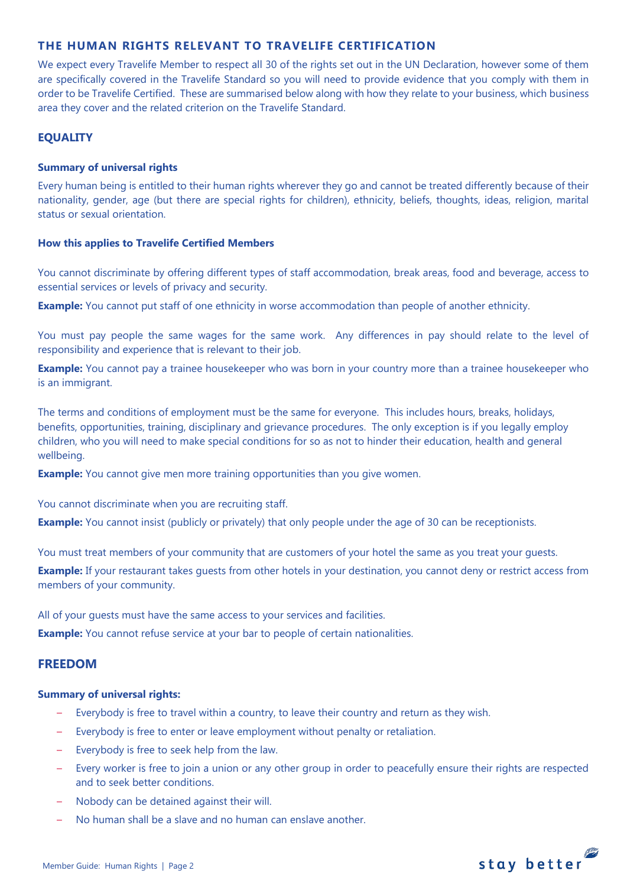## THE HUMAN RIGHTS RELEVANT TO TRAVELIFE CERTIFICATION

We expect every Travelife Member to respect all 30 of the rights set out in the UN Declaration, however some of them are specifically covered in the Travelife Standard so you will need to provide evidence that you comply with them in order to be Travelife Certified. These are summarised below along with how they relate to your business, which business area they cover and the related criterion on the Travelife Standard.

### EQUALITY

#### Summary of universal rights

Every human being is entitled to their human rights wherever they go and cannot be treated differently because of their nationality, gender, age (but there are special rights for children), ethnicity, beliefs, thoughts, ideas, religion, marital status or sexual orientation.

#### How this applies to Travelife Certified Members

You cannot discriminate by offering different types of staff accommodation, break areas, food and beverage, access to essential services or levels of privacy and security.

**Example:** You cannot put staff of one ethnicity in worse accommodation than people of another ethnicity.

You must pay people the same wages for the same work. Any differences in pay should relate to the level of responsibility and experience that is relevant to their job.

**Example:** You cannot pay a trainee housekeeper who was born in your country more than a trainee housekeeper who is an immigrant.

The terms and conditions of employment must be the same for everyone. This includes hours, breaks, holidays, benefits, opportunities, training, disciplinary and grievance procedures. The only exception is if you legally employ children, who you will need to make special conditions for so as not to hinder their education, health and general wellbeing.

**Example:** You cannot give men more training opportunities than you give women.

You cannot discriminate when you are recruiting staff.

**Example:** You cannot insist (publicly or privately) that only people under the age of 30 can be receptionists.

You must treat members of your community that are customers of your hotel the same as you treat your guests.

**Example:** If your restaurant takes guests from other hotels in your destination, you cannot deny or restrict access from members of your community.

All of your guests must have the same access to your services and facilities.

**Example:** You cannot refuse service at your bar to people of certain nationalities.

### FREEDOM

#### Summary of universal rights:

- Everybody is free to travel within a country, to leave their country and return as they wish.
- Everybody is free to enter or leave employment without penalty or retaliation.
- Everybody is free to seek help from the law.
- Every worker is free to join a union or any other group in order to peacefully ensure their rights are respected and to seek better conditions.
- Nobody can be detained against their will.
- No human shall be a slave and no human can enslave another.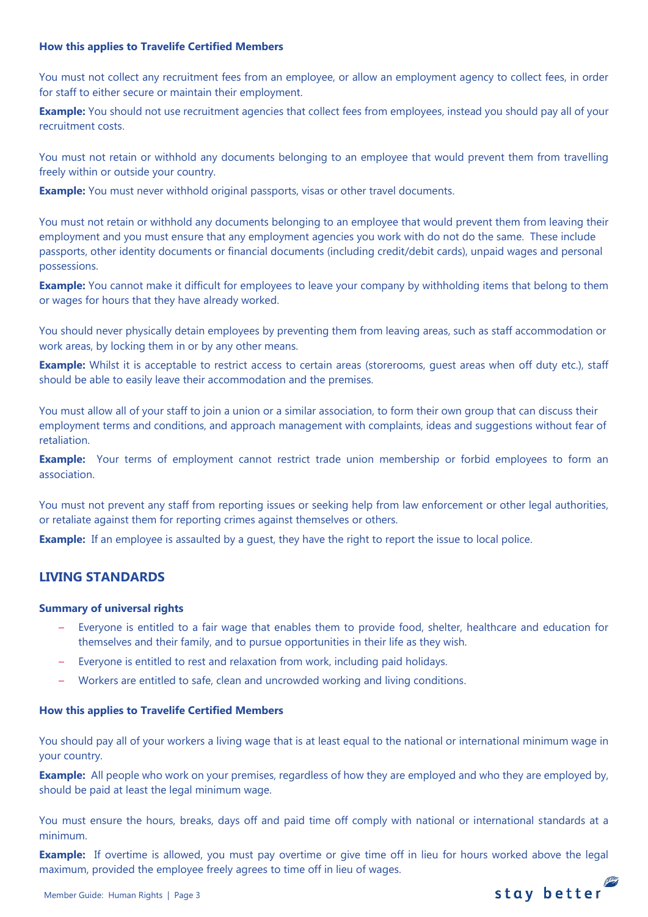#### How this applies to Travelife Certified Members

You must not collect any recruitment fees from an employee, or allow an employment agency to collect fees, in order for staff to either secure or maintain their employment.

**Example:** You should not use recruitment agencies that collect fees from employees, instead you should pay all of your recruitment costs.

You must not retain or withhold any documents belonging to an employee that would prevent them from travelling freely within or outside your country.

**Example:** You must never withhold original passports, visas or other travel documents.

You must not retain or withhold any documents belonging to an employee that would prevent them from leaving their employment and you must ensure that any employment agencies you work with do not do the same. These include passports, other identity documents or financial documents (including credit/debit cards), unpaid wages and personal possessions.

**Example:** You cannot make it difficult for employees to leave your company by withholding items that belong to them or wages for hours that they have already worked.

You should never physically detain employees by preventing them from leaving areas, such as staff accommodation or work areas, by locking them in or by any other means.

**Example:** Whilst it is acceptable to restrict access to certain areas (storerooms, guest areas when off duty etc.), staff should be able to easily leave their accommodation and the premises.

You must allow all of your staff to join a union or a similar association, to form their own group that can discuss their employment terms and conditions, and approach management with complaints, ideas and suggestions without fear of retaliation.

**Example:** Your terms of employment cannot restrict trade union membership or forbid employees to form an association.

You must not prevent any staff from reporting issues or seeking help from law enforcement or other legal authorities, or retaliate against them for reporting crimes against themselves or others.

**Example:** If an employee is assaulted by a guest, they have the right to report the issue to local police.

## LIVING STANDARDS

#### Summary of universal rights

- Everyone is entitled to a fair wage that enables them to provide food, shelter, healthcare and education for themselves and their family, and to pursue opportunities in their life as they wish.
- Everyone is entitled to rest and relaxation from work, including paid holidays.
- Workers are entitled to safe, clean and uncrowded working and living conditions.

#### How this applies to Travelife Certified Members

You should pay all of your workers a living wage that is at least equal to the national or international minimum wage in your country.

**Example:** All people who work on your premises, regardless of how they are employed and who they are employed by, should be paid at least the legal minimum wage.

You must ensure the hours, breaks, days off and paid time off comply with national or international standards at a minimum.

**Example:** If overtime is allowed, you must pay overtime or give time off in lieu for hours worked above the legal maximum, provided the employee freely agrees to time off in lieu of wages.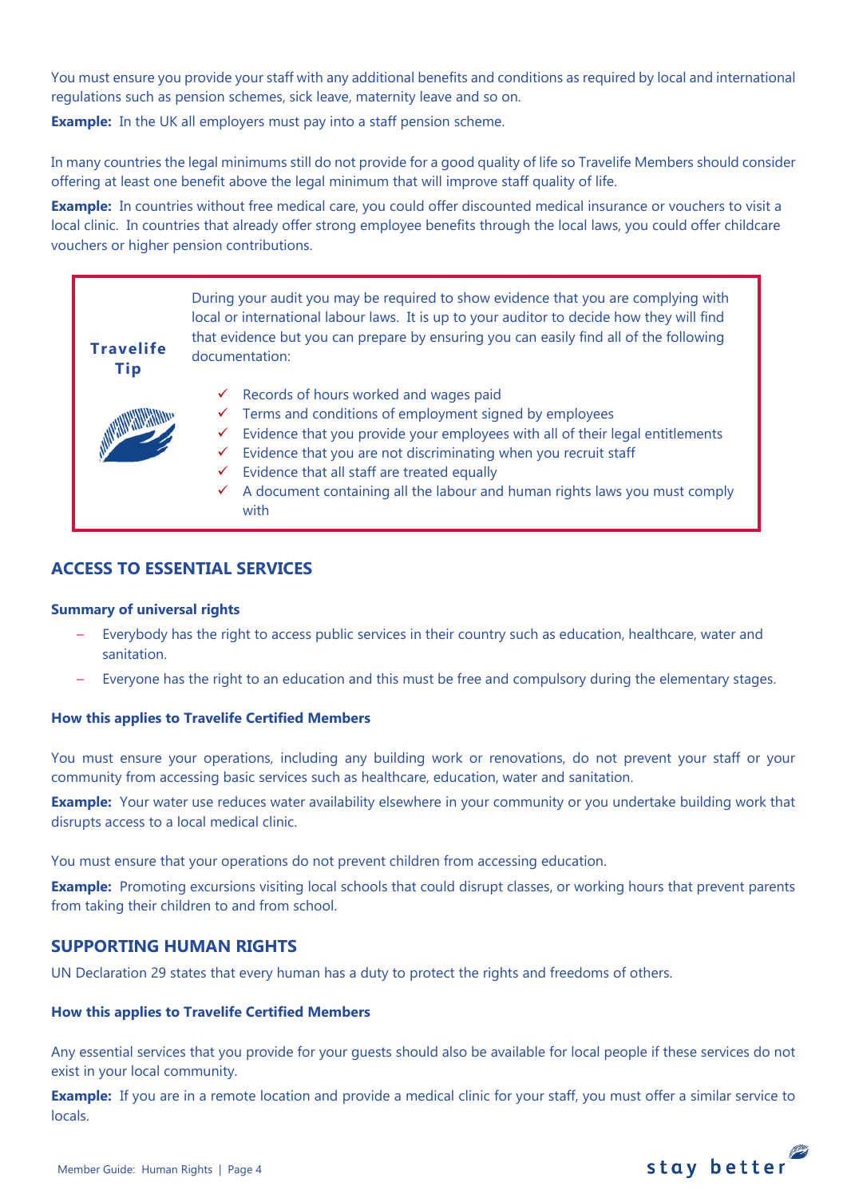You must ensure you provide your staff with any additional benefits and conditions as required by local and international regulations such as pension schemes, sick leave, maternity leave and so on.

**Example:** In the UK all employers must pay into a staff pension scheme.

In many countries the legal minimums still do not provide for a good quality of life so Travelife Members should consider offering at least one benefit above the legal minimum that will improve staff quality of life.

**Example:** In countries without free medical care, you could offer discounted medical insurance or vouchers to visit a local clinic. In countries that already offer strong employee benefits through the local laws, you could offer childcare vouchers or higher pension contributions.

> **Travelife Tip**
>
> During your audit you may be required to show evidence that you are complying with local or international labour laws. It is up to your auditor to decide how they will find that evidence but you can prepare by ensuring you can easily find all of the following documentation:
>
> - ✓ Records of hours worked and wages paid
> - ✓ Terms and conditions of employment signed by employees
> - ✓ Evidence that you provide your employees with all of their legal entitlements
> - ✓ Evidence that you are not discriminating when you recruit staff
> - ✓ Evidence that all staff are treated equally
> - ✓ A document containing all the labour and human rights laws you must comply with

## ACCESS TO ESSENTIAL SERVICES

### Summary of universal rights

- Everybody has the right to access public services in their country such as education, healthcare, water and sanitation.
- Everyone has the right to an education and this must be free and compulsory during the elementary stages.

### How this applies to Travelife Certified Members

You must ensure your operations, including any building work or renovations, do not prevent your staff or your community from accessing basic services such as healthcare, education, water and sanitation.

**Example:** Your water use reduces water availability elsewhere in your community or you undertake building work that disrupts access to a local medical clinic.

You must ensure that your operations do not prevent children from accessing education.

**Example:** Promoting excursions visiting local schools that could disrupt classes, or working hours that prevent parents from taking their children to and from school.

## SUPPORTING HUMAN RIGHTS

UN Declaration 29 states that every human has a duty to protect the rights and freedoms of others.

### How this applies to Travelife Certified Members

Any essential services that you provide for your guests should also be available for local people if these services do not exist in your local community.

**Example:** If you are in a remote location and provide a medical clinic for your staff, you must offer a similar service to locals.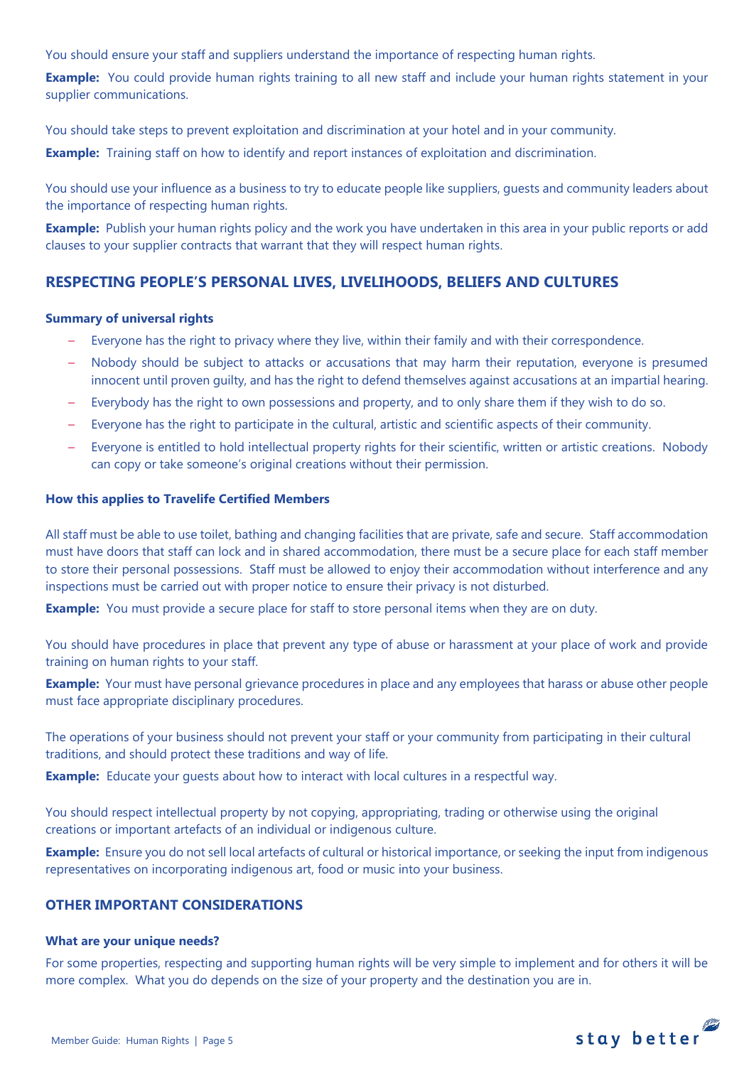You should ensure your staff and suppliers understand the importance of respecting human rights.

**Example:** You could provide human rights training to all new staff and include your human rights statement in your supplier communications.

You should take steps to prevent exploitation and discrimination at your hotel and in your community.

**Example:** Training staff on how to identify and report instances of exploitation and discrimination.

You should use your influence as a business to try to educate people like suppliers, guests and community leaders about the importance of respecting human rights.

**Example:** Publish your human rights policy and the work you have undertaken in this area in your public reports or add clauses to your supplier contracts that warrant that they will respect human rights.

## RESPECTING PEOPLE'S PERSONAL LIVES, LIVELIHOODS, BELIEFS AND CULTURES

### Summary of universal rights

- Everyone has the right to privacy where they live, within their family and with their correspondence.
- Nobody should be subject to attacks or accusations that may harm their reputation, everyone is presumed innocent until proven guilty, and has the right to defend themselves against accusations at an impartial hearing.
- Everybody has the right to own possessions and property, and to only share them if they wish to do so.
- Everyone has the right to participate in the cultural, artistic and scientific aspects of their community.
- Everyone is entitled to hold intellectual property rights for their scientific, written or artistic creations. Nobody can copy or take someone's original creations without their permission.

### How this applies to Travelife Certified Members

All staff must be able to use toilet, bathing and changing facilities that are private, safe and secure. Staff accommodation must have doors that staff can lock and in shared accommodation, there must be a secure place for each staff member to store their personal possessions. Staff must be allowed to enjoy their accommodation without interference and any inspections must be carried out with proper notice to ensure their privacy is not disturbed.

**Example:** You must provide a secure place for staff to store personal items when they are on duty.

You should have procedures in place that prevent any type of abuse or harassment at your place of work and provide training on human rights to your staff.

**Example:** Your must have personal grievance procedures in place and any employees that harass or abuse other people must face appropriate disciplinary procedures.

The operations of your business should not prevent your staff or your community from participating in their cultural traditions, and should protect these traditions and way of life.

**Example:** Educate your guests about how to interact with local cultures in a respectful way.

You should respect intellectual property by not copying, appropriating, trading or otherwise using the original creations or important artefacts of an individual or indigenous culture.

**Example:** Ensure you do not sell local artefacts of cultural or historical importance, or seeking the input from indigenous representatives on incorporating indigenous art, food or music into your business.

## OTHER IMPORTANT CONSIDERATIONS

### What are your unique needs?

For some properties, respecting and supporting human rights will be very simple to implement and for others it will be more complex. What you do depends on the size of your property and the destination you are in.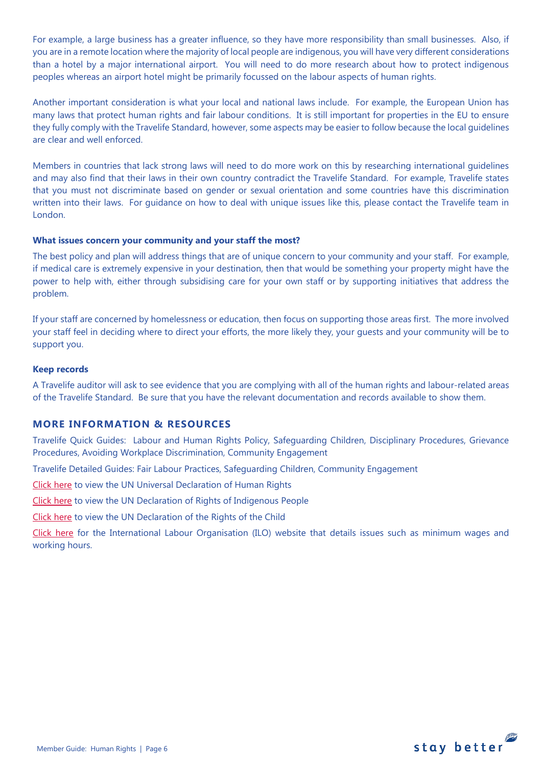For example, a large business has a greater influence, so they have more responsibility than small businesses. Also, if you are in a remote location where the majority of local people are indigenous, you will have very different considerations than a hotel by a major international airport. You will need to do more research about how to protect indigenous peoples whereas an airport hotel might be primarily focussed on the labour aspects of human rights.

Another important consideration is what your local and national laws include. For example, the European Union has many laws that protect human rights and fair labour conditions. It is still important for properties in the EU to ensure they fully comply with the Travelife Standard, however, some aspects may be easier to follow because the local guidelines are clear and well enforced.

Members in countries that lack strong laws will need to do more work on this by researching international guidelines and may also find that their laws in their own country contradict the Travelife Standard. For example, Travelife states that you must not discriminate based on gender or sexual orientation and some countries have this discrimination written into their laws. For guidance on how to deal with unique issues like this, please contact the Travelife team in London.

**What issues concern your community and your staff the most?**

The best policy and plan will address things that are of unique concern to your community and your staff. For example, if medical care is extremely expensive in your destination, then that would be something your property might have the power to help with, either through subsidising care for your own staff or by supporting initiatives that address the problem.

If your staff are concerned by homelessness or education, then focus on supporting those areas first. The more involved your staff feel in deciding where to direct your efforts, the more likely they, your guests and your community will be to support you.

**Keep records**

A Travelife auditor will ask to see evidence that you are complying with all of the human rights and labour-related areas of the Travelife Standard. Be sure that you have the relevant documentation and records available to show them.

## MORE INFORMATION & RESOURCES

Travelife Quick Guides: Labour and Human Rights Policy, Safeguarding Children, Disciplinary Procedures, Grievance Procedures, Avoiding Workplace Discrimination, Community Engagement

Travelife Detailed Guides: Fair Labour Practices, Safeguarding Children, Community Engagement

Click here to view the UN Universal Declaration of Human Rights

Click here to view the UN Declaration of Rights of Indigenous People

Click here to view the UN Declaration of the Rights of the Child

Click here for the International Labour Organisation (ILO) website that details issues such as minimum wages and working hours.